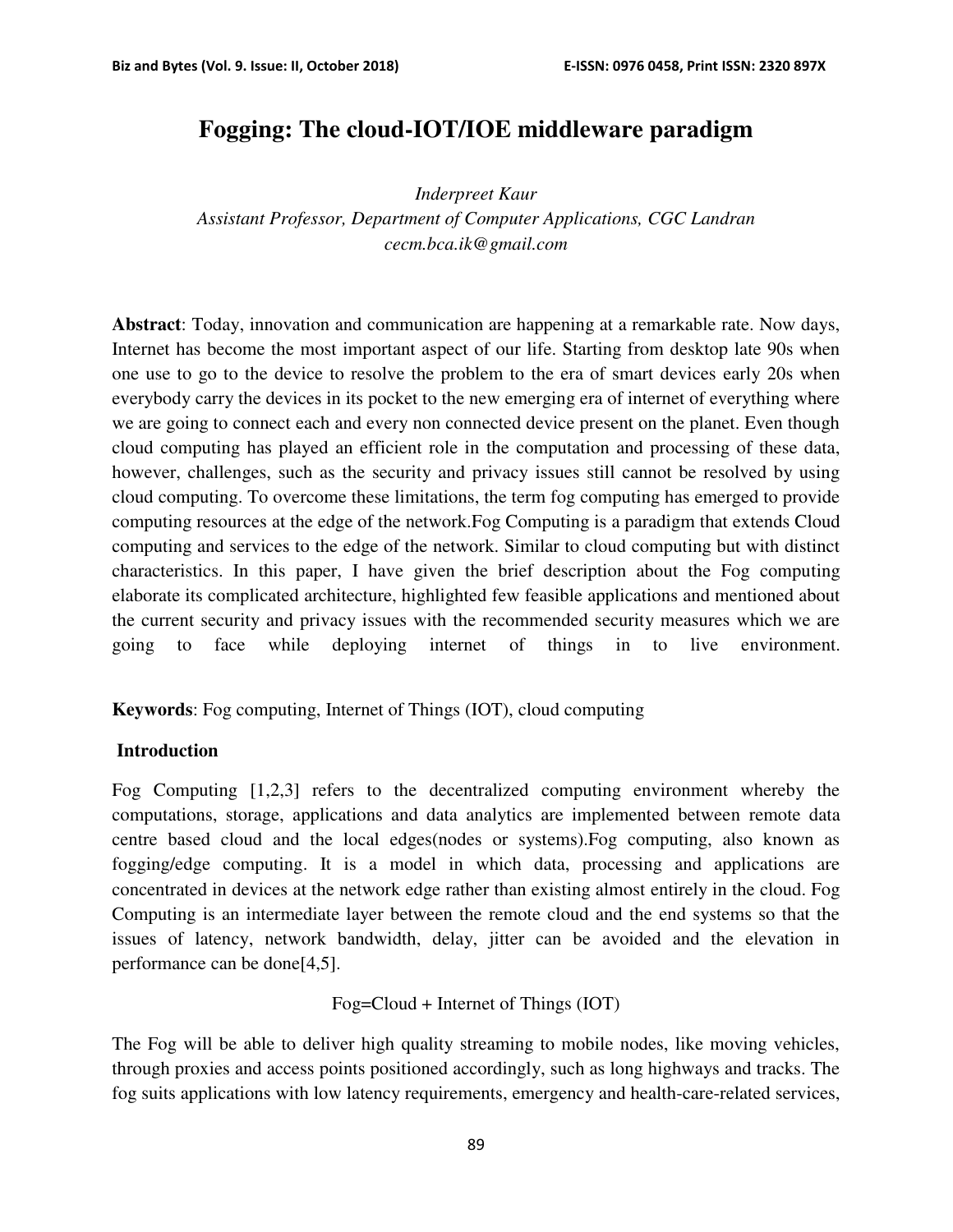# Fogging: The cloud-IOT/IOE middleware paradigm

*Inderpreet Kaur*  
*Assistant Professor, Department of Computer Applications, CGC Landran*  
*cecm.bca.ik@gmail.com*

**Abstract**: Today, innovation and communication are happening at a remarkable rate. Now days, Internet has become the most important aspect of our life. Starting from desktop late 90s when one use to go to the device to resolve the problem to the era of smart devices early 20s when everybody carry the devices in its pocket to the new emerging era of internet of everything where we are going to connect each and every non connected device present on the planet. Even though cloud computing has played an efficient role in the computation and processing of these data, however, challenges, such as the security and privacy issues still cannot be resolved by using cloud computing. To overcome these limitations, the term fog computing has emerged to provide computing resources at the edge of the network.Fog Computing is a paradigm that extends Cloud computing and services to the edge of the network. Similar to cloud computing but with distinct characteristics. In this paper, I have given the brief description about the Fog computing elaborate its complicated architecture, highlighted few feasible applications and mentioned about the current security and privacy issues with the recommended security measures which we are going to face while deploying internet of things in to live environment.

**Keywords**: Fog computing, Internet of Things (IOT), cloud computing

## Introduction

Fog Computing [1,2,3] refers to the decentralized computing environment whereby the computations, storage, applications and data analytics are implemented between remote data centre based cloud and the local edges(nodes or systems).Fog computing, also known as fogging/edge computing. It is a model in which data, processing and applications are concentrated in devices at the network edge rather than existing almost entirely in the cloud. Fog Computing is an intermediate layer between the remote cloud and the end systems so that the issues of latency, network bandwidth, delay, jitter can be avoided and the elevation in performance can be done[4,5].

Fog=Cloud + Internet of Things (IOT)

The Fog will be able to deliver high quality streaming to mobile nodes, like moving vehicles, through proxies and access points positioned accordingly, such as long highways and tracks. The fog suits applications with low latency requirements, emergency and health-care-related services,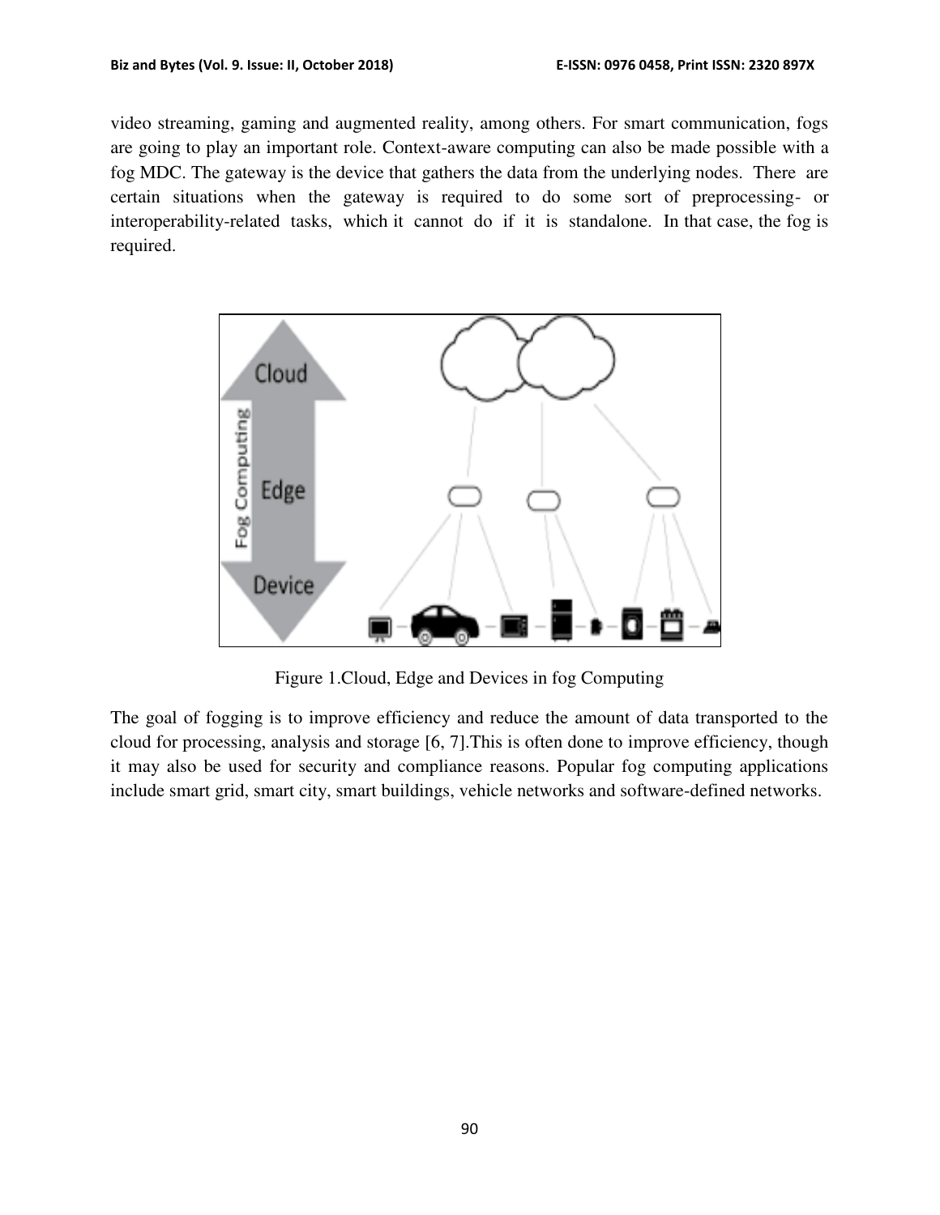video streaming, gaming and augmented reality, among others. For smart communication, fogs are going to play an important role. Context-aware computing can also be made possible with a fog MDC. The gateway is the device that gathers the data from the underlying nodes. There are certain situations when the gateway is required to do some sort of preprocessing- or interoperability-related tasks, which it cannot do if it is standalone. In that case, the fog is required.

Figure 1.Cloud, Edge and Devices in fog Computing

The goal of fogging is to improve efficiency and reduce the amount of data transported to the cloud for processing, analysis and storage [6, 7].This is often done to improve efficiency, though it may also be used for security and compliance reasons. Popular fog computing applications include smart grid, smart city, smart buildings, vehicle networks and software-defined networks.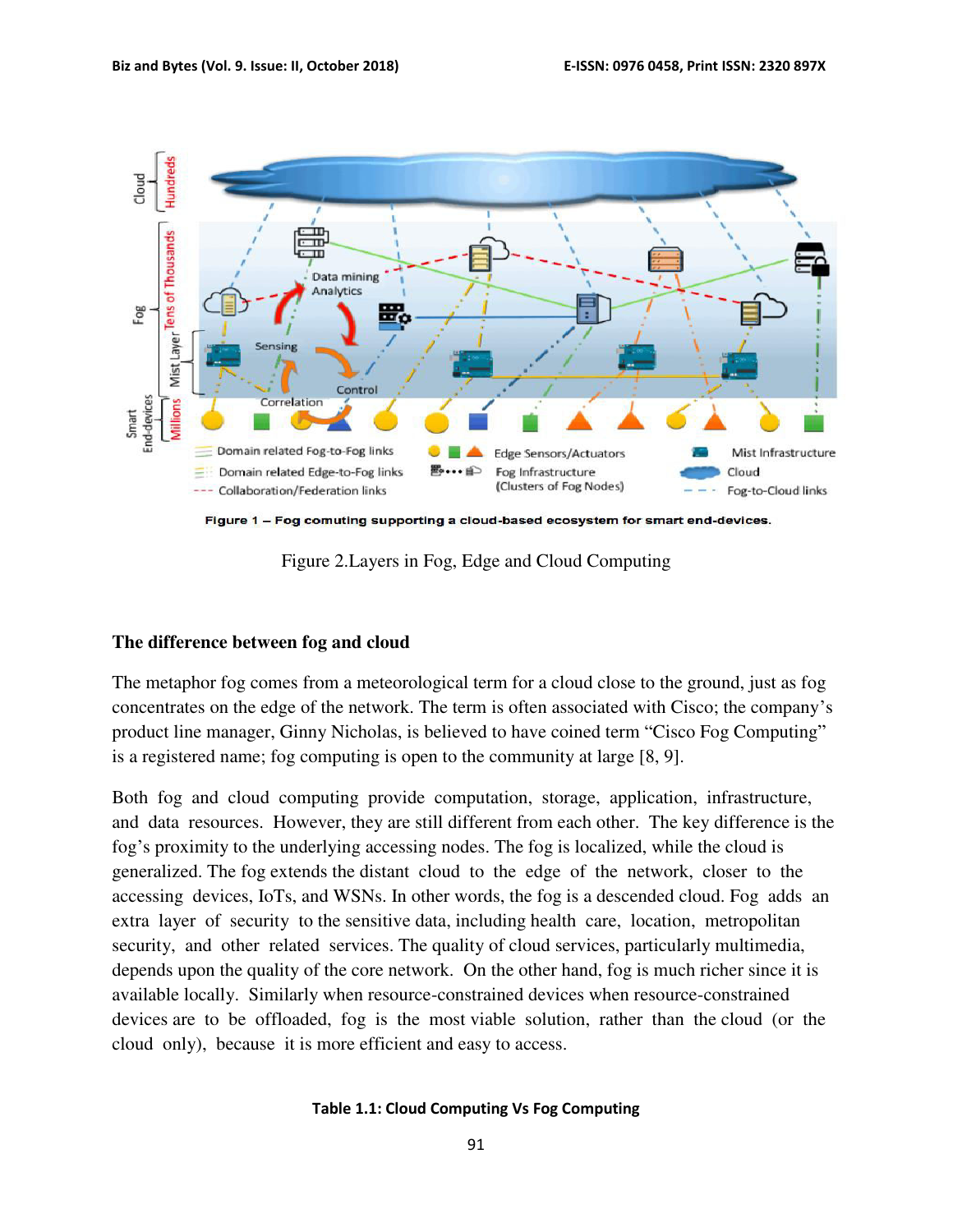Figure 1 – Fog comuting supporting a cloud-based ecosystem for smart end-devices.

Figure 2.Layers in Fog, Edge and Cloud Computing

### The difference between fog and cloud

The metaphor fog comes from a meteorological term for a cloud close to the ground, just as fog concentrates on the edge of the network. The term is often associated with Cisco; the company's product line manager, Ginny Nicholas, is believed to have coined term "Cisco Fog Computing" is a registered name; fog computing is open to the community at large [8, 9].

Both fog and cloud computing provide computation, storage, application, infrastructure, and data resources. However, they are still different from each other. The key difference is the fog's proximity to the underlying accessing nodes. The fog is localized, while the cloud is generalized. The fog extends the distant cloud to the edge of the network, closer to the accessing devices, IoTs, and WSNs. In other words, the fog is a descended cloud. Fog adds an extra layer of security to the sensitive data, including health care, location, metropolitan security, and other related services. The quality of cloud services, particularly multimedia, depends upon the quality of the core network. On the other hand, fog is much richer since it is available locally. Similarly when resource-constrained devices when resource-constrained devices are to be offloaded, fog is the most viable solution, rather than the cloud (or the cloud only), because it is more efficient and easy to access.

**Table 1.1: Cloud Computing Vs Fog Computing**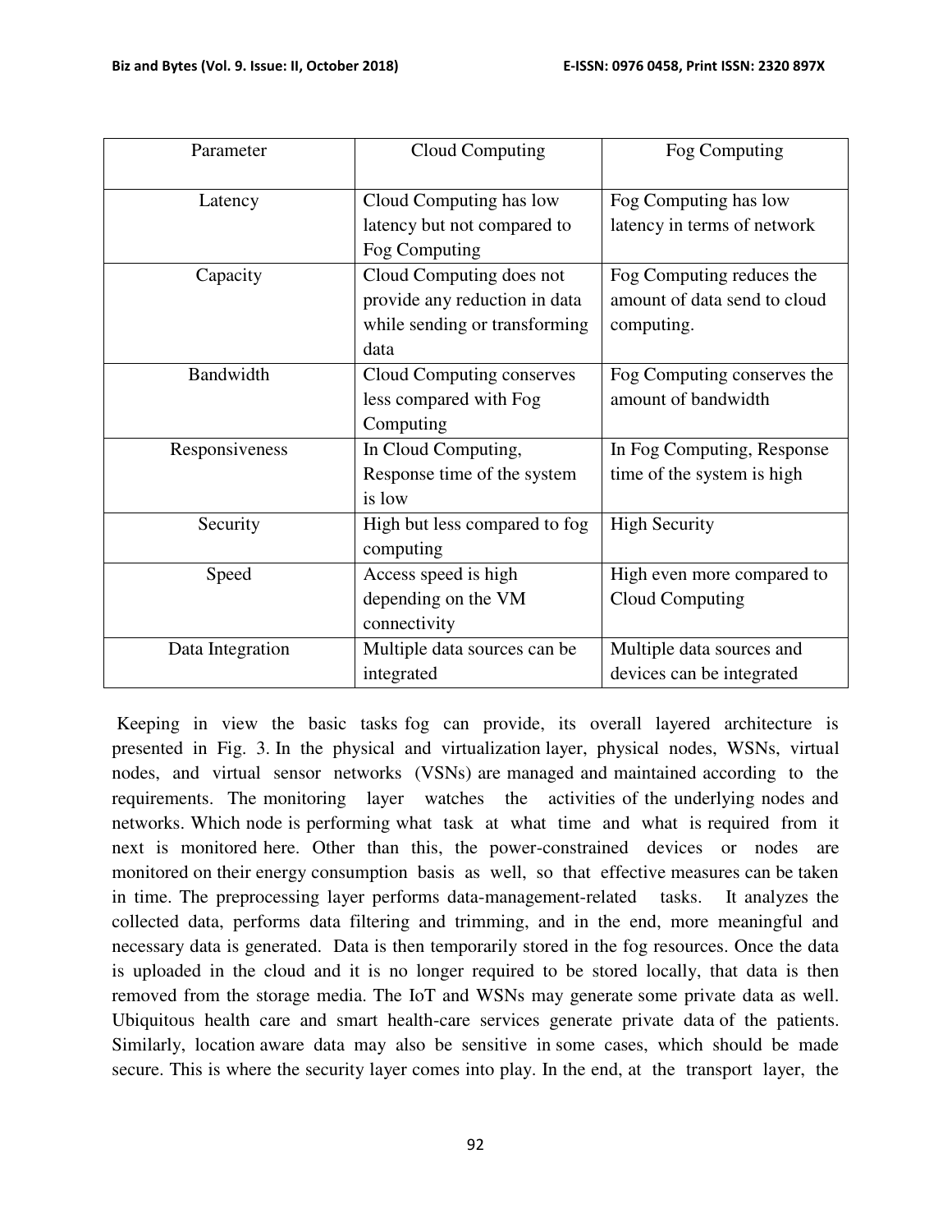| Parameter | Cloud Computing | Fog Computing |
| --- | --- | --- |
| Latency | Cloud Computing has low latency but not compared to Fog Computing | Fog Computing has low latency in terms of network |
| Capacity | Cloud Computing does not provide any reduction in data while sending or transforming data | Fog Computing reduces the amount of data send to cloud computing. |
| Bandwidth | Cloud Computing conserves less compared with Fog Computing | Fog Computing conserves the amount of bandwidth |
| Responsiveness | In Cloud Computing, Response time of the system is low | In Fog Computing, Response time of the system is high |
| Security | High but less compared to fog computing | High Security |
| Speed | Access speed is high depending on the VM connectivity | High even more compared to Cloud Computing |
| Data Integration | Multiple data sources can be integrated | Multiple data sources and devices can be integrated |

Keeping in view the basic tasks fog can provide, its overall layered architecture is presented in Fig. 3. In the physical and virtualization layer, physical nodes, WSNs, virtual nodes, and virtual sensor networks (VSNs) are managed and maintained according to the requirements. The monitoring layer watches the activities of the underlying nodes and networks. Which node is performing what task at what time and what is required from it next is monitored here. Other than this, the power-constrained devices or nodes are monitored on their energy consumption basis as well, so that effective measures can be taken in time. The preprocessing layer performs data-management-related tasks. It analyzes the collected data, performs data filtering and trimming, and in the end, more meaningful and necessary data is generated. Data is then temporarily stored in the fog resources. Once the data is uploaded in the cloud and it is no longer required to be stored locally, that data is then removed from the storage media. The IoT and WSNs may generate some private data as well. Ubiquitous health care and smart health-care services generate private data of the patients. Similarly, location aware data may also be sensitive in some cases, which should be made secure. This is where the security layer comes into play. In the end, at the transport layer, the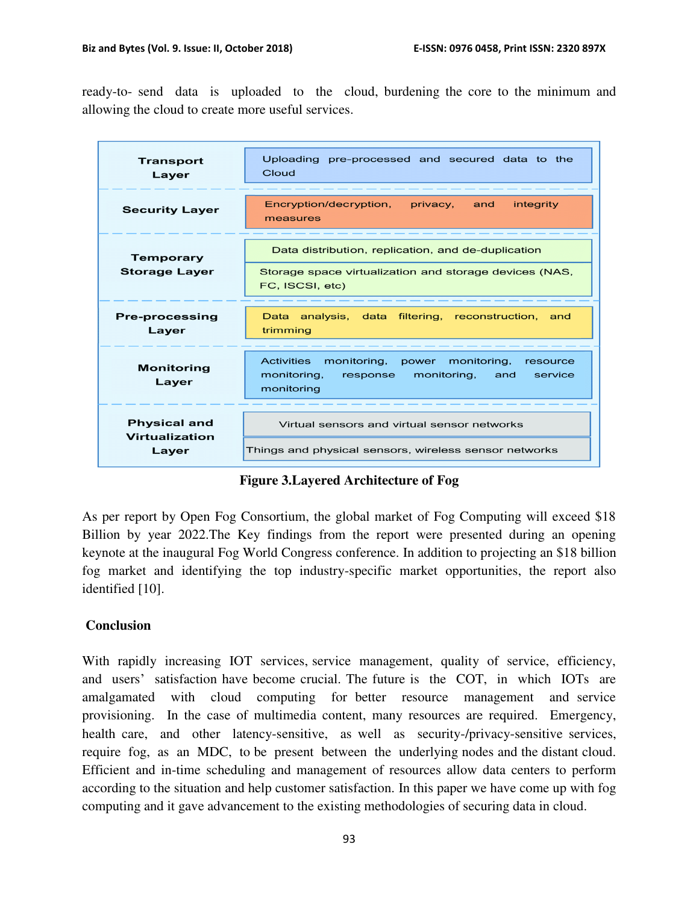ready-to- send data is uploaded to the cloud, burdening the core to the minimum and allowing the cloud to create more useful services.

| Layer | Functions |
| --- | --- |
| Transport Layer | Uploading pre-processed and secured data to the Cloud |
| Security Layer | Encryption/decryption, privacy, and integrity measures |
| Temporary Storage Layer | Data distribution, replication, and de-duplication |
| | Storage space virtualization and storage devices (NAS, FC, ISCSI, etc) |
| Pre-processing Layer | Data analysis, data filtering, reconstruction, and trimming |
| Monitoring Layer | Activities monitoring, power monitoring, resource monitoring, response monitoring, and service monitoring |
| Physical and Virtualization Layer | Virtual sensors and virtual sensor networks |
| | Things and physical sensors, wireless sensor networks |

**Figure 3.Layered Architecture of Fog**

As per report by Open Fog Consortium, the global market of Fog Computing will exceed $18 Billion by year 2022.The Key findings from the report were presented during an opening keynote at the inaugural Fog World Congress conference. In addition to projecting an $18 billion fog market and identifying the top industry-specific market opportunities, the report also identified [10].

## Conclusion

With rapidly increasing IOT services, service management, quality of service, efficiency, and users' satisfaction have become crucial. The future is the COT, in which IOTs are amalgamated with cloud computing for better resource management and service provisioning. In the case of multimedia content, many resources are required. Emergency, health care, and other latency-sensitive, as well as security-/privacy-sensitive services, require fog, as an MDC, to be present between the underlying nodes and the distant cloud. Efficient and in-time scheduling and management of resources allow data centers to perform according to the situation and help customer satisfaction. In this paper we have come up with fog computing and it gave advancement to the existing methodologies of securing data in cloud.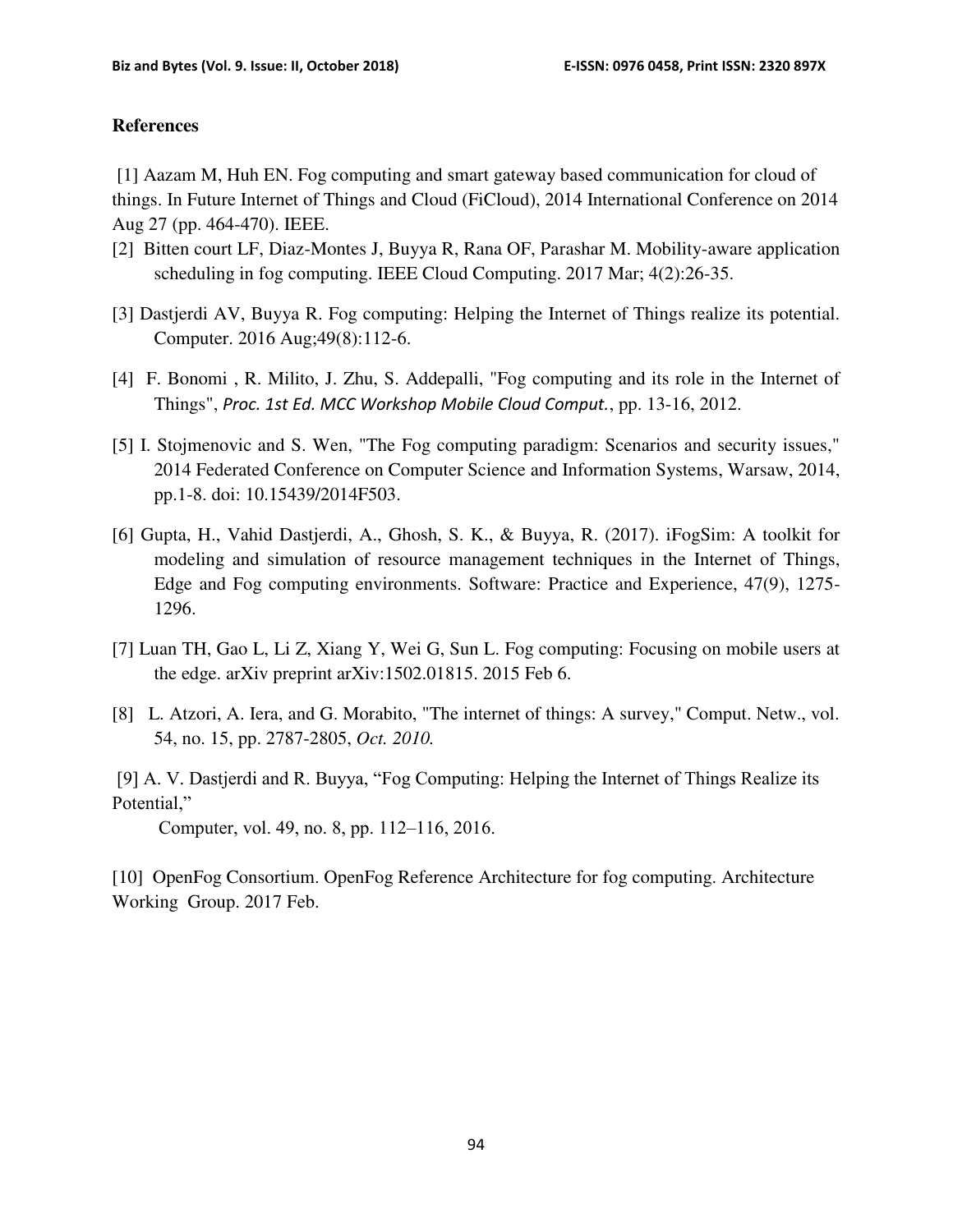## References

[1] Aazam M, Huh EN. Fog computing and smart gateway based communication for cloud of things. In Future Internet of Things and Cloud (FiCloud), 2014 International Conference on 2014 Aug 27 (pp. 464-470). IEEE.

[2] Bitten court LF, Diaz-Montes J, Buyya R, Rana OF, Parashar M. Mobility-aware application scheduling in fog computing. IEEE Cloud Computing. 2017 Mar; 4(2):26-35.

[3] Dastjerdi AV, Buyya R. Fog computing: Helping the Internet of Things realize its potential. Computer. 2016 Aug;49(8):112-6.

[4] F. Bonomi , R. Milito, J. Zhu, S. Addepalli, "Fog computing and its role in the Internet of Things", *Proc. 1st Ed. MCC Workshop Mobile Cloud Comput.*, pp. 13-16, 2012.

[5] I. Stojmenovic and S. Wen, "The Fog computing paradigm: Scenarios and security issues," 2014 Federated Conference on Computer Science and Information Systems, Warsaw, 2014, pp.1-8. doi: 10.15439/2014F503.

[6] Gupta, H., Vahid Dastjerdi, A., Ghosh, S. K., & Buyya, R. (2017). iFogSim: A toolkit for modeling and simulation of resource management techniques in the Internet of Things, Edge and Fog computing environments. Software: Practice and Experience, 47(9), 1275-1296.

[7] Luan TH, Gao L, Li Z, Xiang Y, Wei G, Sun L. Fog computing: Focusing on mobile users at the edge. arXiv preprint arXiv:1502.01815. 2015 Feb 6.

[8] L. Atzori, A. Iera, and G. Morabito, "The internet of things: A survey," Comput. Netw., vol. 54, no. 15, pp. 2787-2805, *Oct. 2010.*

[9] A. V. Dastjerdi and R. Buyya, "Fog Computing: Helping the Internet of Things Realize its Potential," Computer, vol. 49, no. 8, pp. 112–116, 2016.

[10] OpenFog Consortium. OpenFog Reference Architecture for fog computing. Architecture Working Group. 2017 Feb.